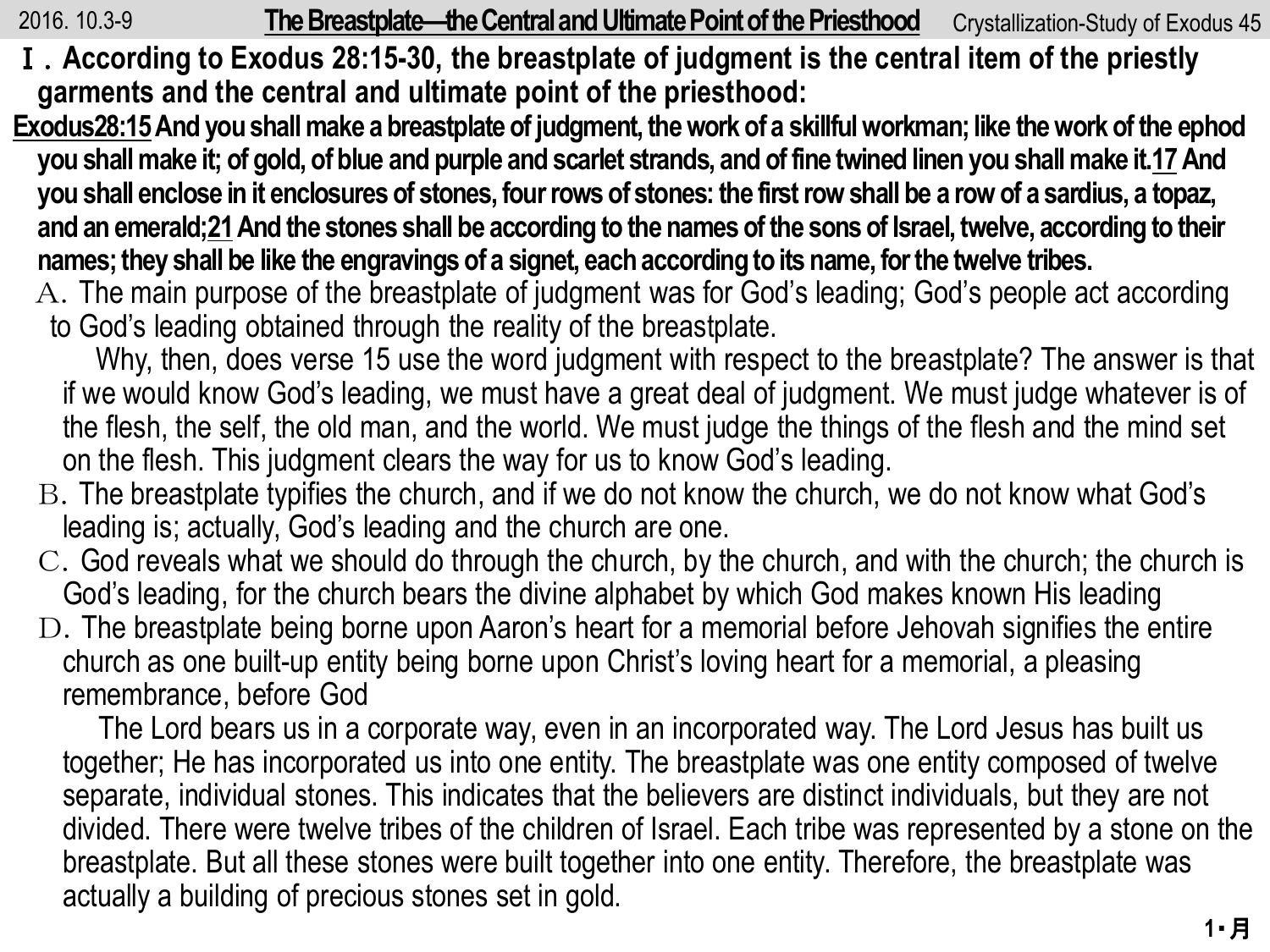Ⅰ. **According to Exodus 28:15-30, the breastplate of judgment is the central item of the priestly garments and the central and ultimate point of the priesthood:**

**Exodus28:15 And you shall make a breastplate of judgment, the work of a skillful workman; like the work of the ephod you shall make it; of gold, of blue and purple and scarlet strands, and of fine twined linen you shall make it. 17 And you shall enclose in it enclosures of stones, four rows of stones: the first row shall be a row of a sardius, a topaz, and an emerald; 21 And the stones shall be according to the names of the sons of Israel, twelve, according to their names; they shall be like the engravings of a signet, each according to its name, for the twelve tribes.**

A. The main purpose of the breastplate of judgment was for God's leading; God's people act according to God's leading obtained through the reality of the breastplate.

Why, then, does verse 15 use the word judgment with respect to the breastplate? The answer is that if we would know God's leading, we must have a great deal of judgment. We must judge whatever is of the flesh, the self, the old man, and the world. We must judge the things of the flesh and the mind set on the flesh. This judgment clears the way for us to know God's leading.

B. The breastplate typifies the church, and if we do not know the church, we do not know what God's leading is; actually, God's leading and the church are one.

C. God reveals what we should do through the church, by the church, and with the church; the church is God's leading, for the church bears the divine alphabet by which God makes known His leading

D. The breastplate being borne upon Aaron's heart for a memorial before Jehovah signifies the entire church as one built-up entity being borne upon Christ's loving heart for a memorial, a pleasing remembrance, before God

The Lord bears us in a corporate way, even in an incorporated way. The Lord Jesus has built us together; He has incorporated us into one entity. The breastplate was one entity composed of twelve separate, individual stones. This indicates that the believers are distinct individuals, but they are not divided. There were twelve tribes of the children of Israel. Each tribe was represented by a stone on the breastplate. But all these stones were built together into one entity. Therefore, the breastplate was actually a building of precious stones set in gold.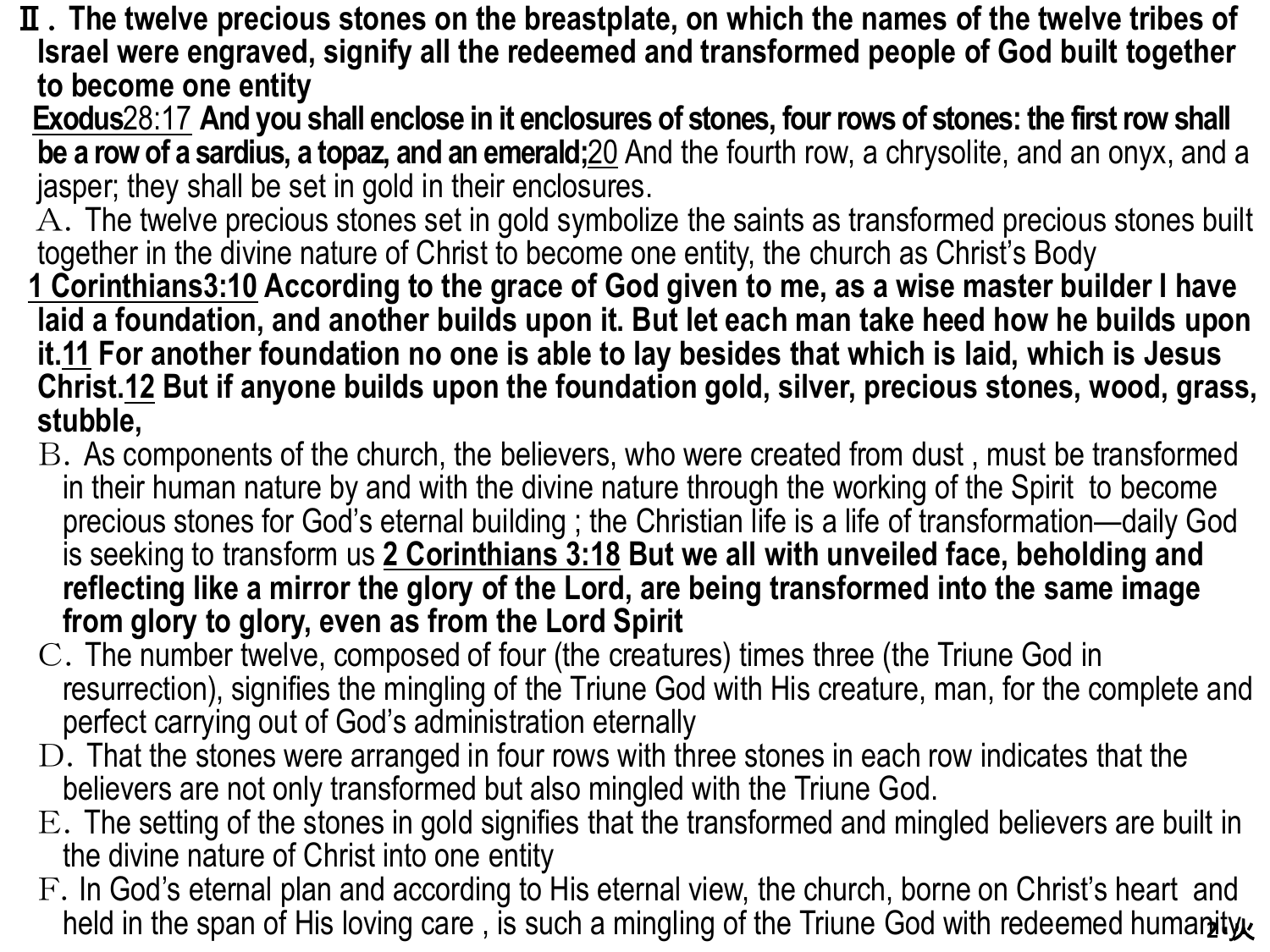**Ⅱ. The twelve precious stones on the breastplate, on which the names of the twelve tribes of Israel were engraved, signify all the redeemed and transformed people of God built together to become one entity**

Exodus28:17 **And you shall enclose in it enclosures of stones, four rows of stones: the first row shall be a row of a sardius, a topaz, and an emerald;**20 And the fourth row, a chrysolite, and an onyx, and a jasper; they shall be set in gold in their enclosures.

A. The twelve precious stones set in gold symbolize the saints as transformed precious stones built together in the divine nature of Christ to become one entity, the church as Christ's Body

**1 Corinthians3:10 According to the grace of God given to me, as a wise master builder I have laid a foundation, and another builds upon it. But let each man take heed how he builds upon it.11 For another foundation no one is able to lay besides that which is laid, which is Jesus Christ.12 But if anyone builds upon the foundation gold, silver, precious stones, wood, grass, stubble,**

B. As components of the church, the believers, who were created from dust , must be transformed in their human nature by and with the divine nature through the working of the Spirit to become precious stones for God's eternal building ; the Christian life is a life of transformation—daily God is seeking to transform us **2 Corinthians 3:18 But we all with unveiled face, beholding and reflecting like a mirror the glory of the Lord, are being transformed into the same image from glory to glory, even as from the Lord Spirit**

C. The number twelve, composed of four (the creatures) times three (the Triune God in resurrection), signifies the mingling of the Triune God with His creature, man, for the complete and perfect carrying out of God's administration eternally

D. That the stones were arranged in four rows with three stones in each row indicates that the believers are not only transformed but also mingled with the Triune God.

E. The setting of the stones in gold signifies that the transformed and mingled believers are built in the divine nature of Christ into one entity

F. In God's eternal plan and according to His eternal view, the church, borne on Christ's heart and held in the span of His loving care , is such a mingling of the Triune God with redeemed humanity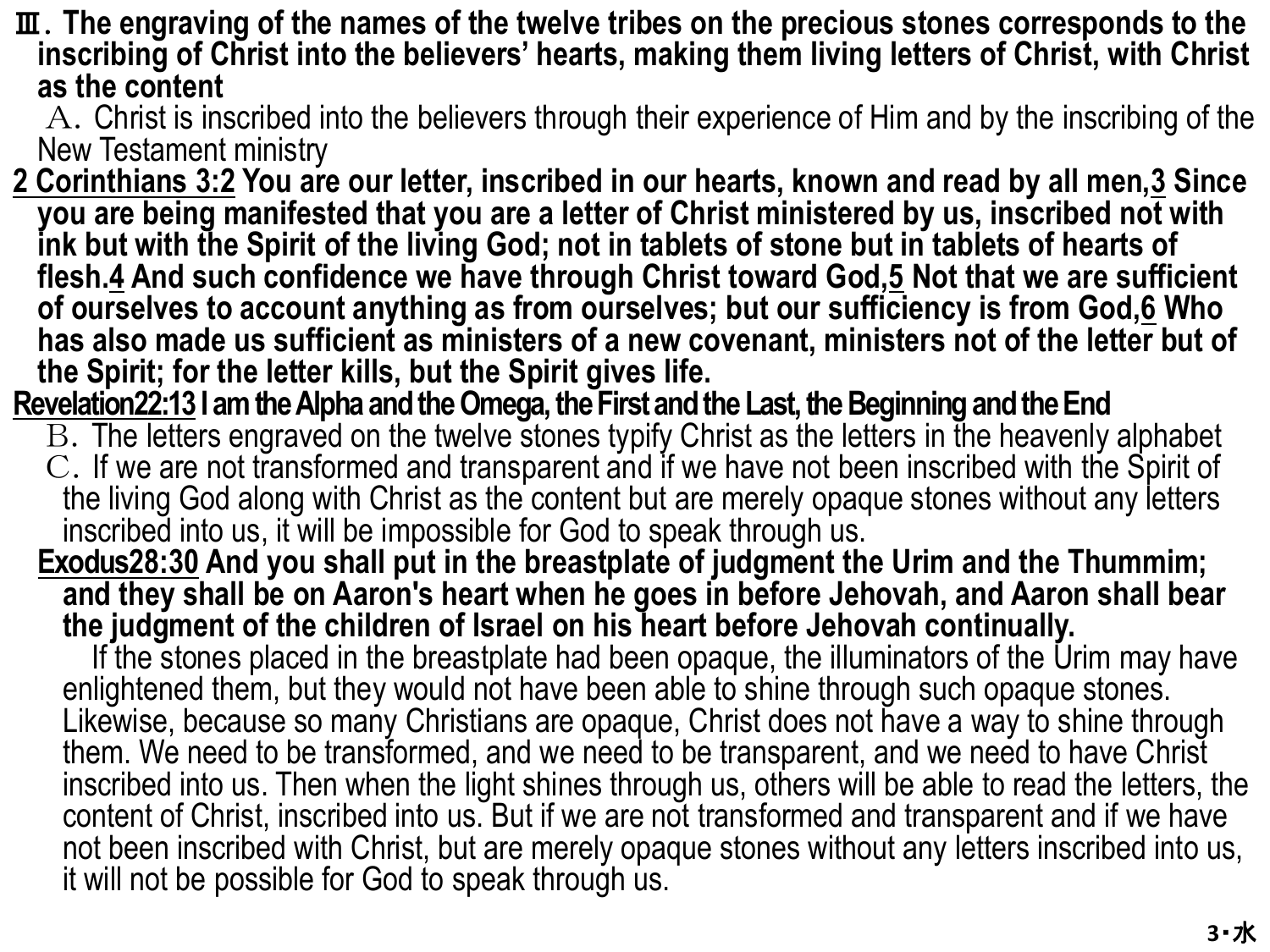**Ⅲ. The engraving of the names of the twelve tribes on the precious stones corresponds to the inscribing of Christ into the believers' hearts, making them living letters of Christ, with Christ as the content**

A. Christ is inscribed into the believers through their experience of Him and by the inscribing of the New Testament ministry

**2 Corinthians 3:2 You are our letter, inscribed in our hearts, known and read by all men, 3 Since you are being manifested that you are a letter of Christ ministered by us, inscribed not with ink but with the Spirit of the living God; not in tablets of stone but in tablets of hearts of flesh. 4 And such confidence we have through Christ toward God, 5 Not that we are sufficient of ourselves to account anything as from ourselves; but our sufficiency is from God, 6 Who has also made us sufficient as ministers of a new covenant, ministers not of the letter but of the Spirit; for the letter kills, but the Spirit gives life.**

**Revelation22:13 I am the Alpha and the Omega, the First and the Last, the Beginning and the End**

B. The letters engraved on the twelve stones typify Christ as the letters in the heavenly alphabet

C. If we are not transformed and transparent and if we have not been inscribed with the Spirit of the living God along with Christ as the content but are merely opaque stones without any letters inscribed into us, it will be impossible for God to speak through us.

**Exodus28:30 And you shall put in the breastplate of judgment the Urim and the Thummim; and they shall be on Aaron's heart when he goes in before Jehovah, and Aaron shall bear the judgment of the children of Israel on his heart before Jehovah continually.**

If the stones placed in the breastplate had been opaque, the illuminators of the Urim may have enlightened them, but they would not have been able to shine through such opaque stones. Likewise, because so many Christians are opaque, Christ does not have a way to shine through them. We need to be transformed, and we need to be transparent, and we need to have Christ inscribed into us. Then when the light shines through us, others will be able to read the letters, the content of Christ, inscribed into us. But if we are not transformed and transparent and if we have not been inscribed with Christ, but are merely opaque stones without any letters inscribed into us, it will not be possible for God to speak through us.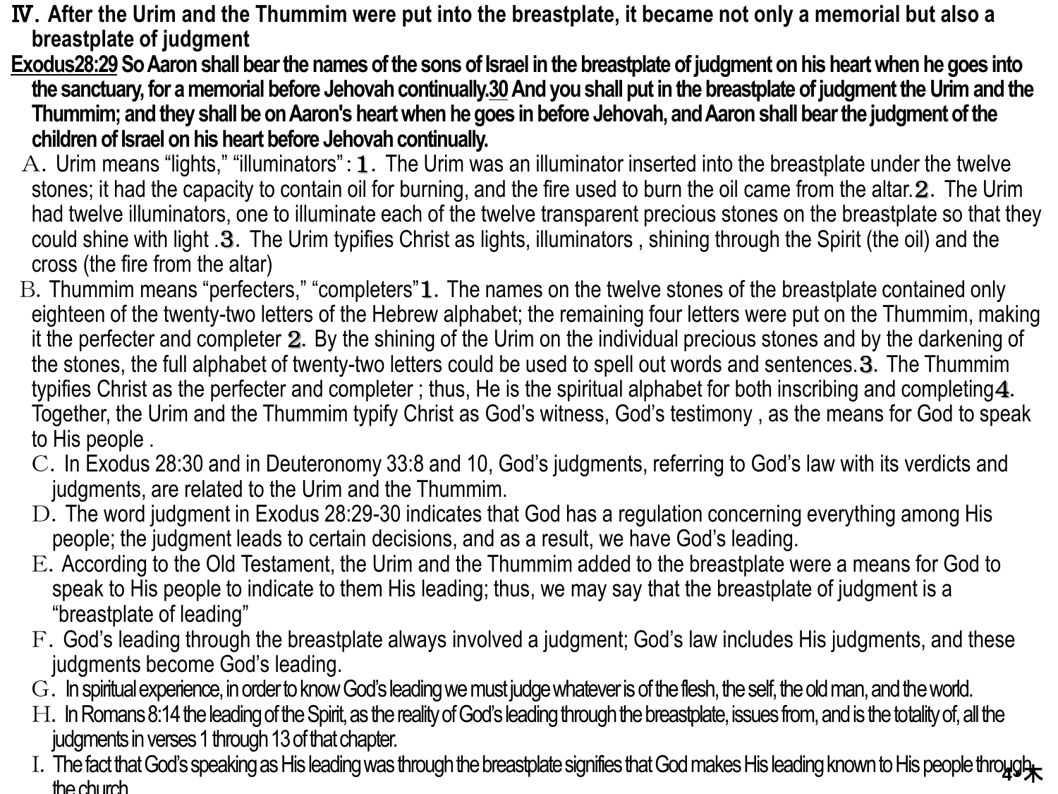**Ⅳ. After the Urim and the Thummim were put into the breastplate, it became not only a memorial but also a breastplate of judgment**

**Exodus28:29 So Aaron shall bear the names of the sons of Israel in the breastplate of judgment on his heart when he goes into the sanctuary, for a memorial before Jehovah continually.30 And you shall put in the breastplate of judgment the Urim and the Thummim; and they shall be on Aaron's heart when he goes in before Jehovah, and Aaron shall bear the judgment of the children of Israel on his heart before Jehovah continually.**

A. Urim means "lights," "illuminators" : 1. The Urim was an illuminator inserted into the breastplate under the twelve stones; it had the capacity to contain oil for burning, and the fire used to burn the oil came from the altar.2. The Urim had twelve illuminators, one to illuminate each of the twelve transparent precious stones on the breastplate so that they could shine with light .3. The Urim typifies Christ as lights, illuminators , shining through the Spirit (the oil) and the cross (the fire from the altar)

B. Thummim means "perfecters," "completers"1. The names on the twelve stones of the breastplate contained only eighteen of the twenty-two letters of the Hebrew alphabet; the remaining four letters were put on the Thummim, making it the perfecter and completer 2. By the shining of the Urim on the individual precious stones and by the darkening of the stones, the full alphabet of twenty-two letters could be used to spell out words and sentences.3. The Thummim typifies Christ as the perfecter and completer ; thus, He is the spiritual alphabet for both inscribing and completing4. Together, the Urim and the Thummim typify Christ as God's witness, God's testimony , as the means for God to speak to His people .

C. In Exodus 28:30 and in Deuteronomy 33:8 and 10, God's judgments, referring to God's law with its verdicts and judgments, are related to the Urim and the Thummim.

D. The word judgment in Exodus 28:29-30 indicates that God has a regulation concerning everything among His people; the judgment leads to certain decisions, and as a result, we have God's leading.

E. According to the Old Testament, the Urim and the Thummim added to the breastplate were a means for God to speak to His people to indicate to them His leading; thus, we may say that the breastplate of judgment is a "breastplate of leading"

F. God's leading through the breastplate always involved a judgment; God's law includes His judgments, and these judgments become God's leading.

G. In spiritual experience, in order to know God's leading we must judge whatever is of the flesh, the self, the old man, and the world.

H. In Romans 8:14 the leading of the Spirit, as the reality of God's leading through the breastplate, issues from, and is the totality of, all the judgments in verses 1 through 13 of that chapter.

I. The fact that God's speaking as His leading was through the breastplate signifies that God makes His leading known to His people through the church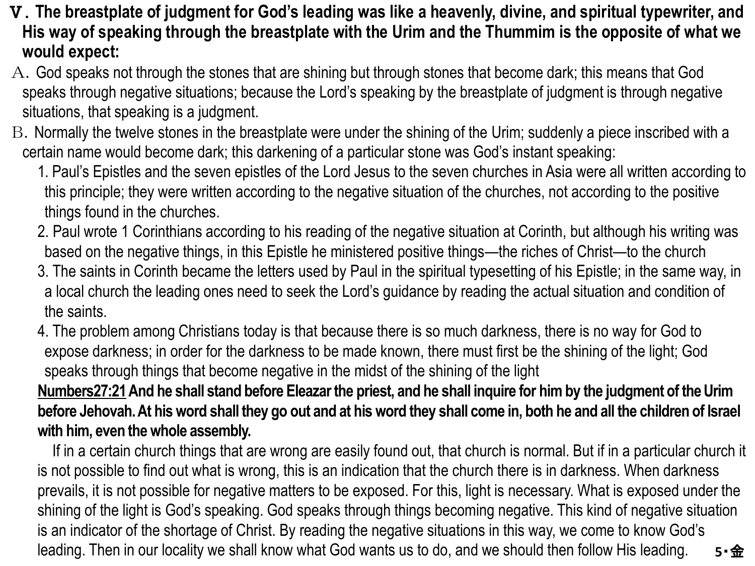**Ⅴ. The breastplate of judgment for God's leading was like a heavenly, divine, and spiritual typewriter, and His way of speaking through the breastplate with the Urim and the Thummim is the opposite of what we would expect:**

A. God speaks not through the stones that are shining but through stones that become dark; this means that God speaks through negative situations; because the Lord's speaking by the breastplate of judgment is through negative situations, that speaking is a judgment.

B. Normally the twelve stones in the breastplate were under the shining of the Urim; suddenly a piece inscribed with a certain name would become dark; this darkening of a particular stone was God's instant speaking:

1. Paul's Epistles and the seven epistles of the Lord Jesus to the seven churches in Asia were all written according to this principle; they were written according to the negative situation of the churches, not according to the positive things found in the churches.
2. Paul wrote 1 Corinthians according to his reading of the negative situation at Corinth, but although his writing was based on the negative things, in this Epistle he ministered positive things—the riches of Christ—to the church
3. The saints in Corinth became the letters used by Paul in the spiritual typesetting of his Epistle; in the same way, in a local church the leading ones need to seek the Lord's guidance by reading the actual situation and condition of the saints.
4. The problem among Christians today is that because there is so much darkness, there is no way for God to expose darkness; in order for the darkness to be made known, there must first be the shining of the light; God speaks through things that become negative in the midst of the shining of the light

**Numbers27:21 And he shall stand before Eleazar the priest, and he shall inquire for him by the judgment of the Urim before Jehovah. At his word shall they go out and at his word they shall come in, both he and all the children of Israel with him, even the whole assembly.**

If in a certain church things that are wrong are easily found out, that church is normal. But if in a particular church it is not possible to find out what is wrong, this is an indication that the church there is in darkness. When darkness prevails, it is not possible for negative matters to be exposed. For this, light is necessary. What is exposed under the shining of the light is God's speaking. God speaks through things becoming negative. This kind of negative situation is an indicator of the shortage of Christ. By reading the negative situations in this way, we come to know God's leading. Then in our locality we shall know what God wants us to do, and we should then follow His leading.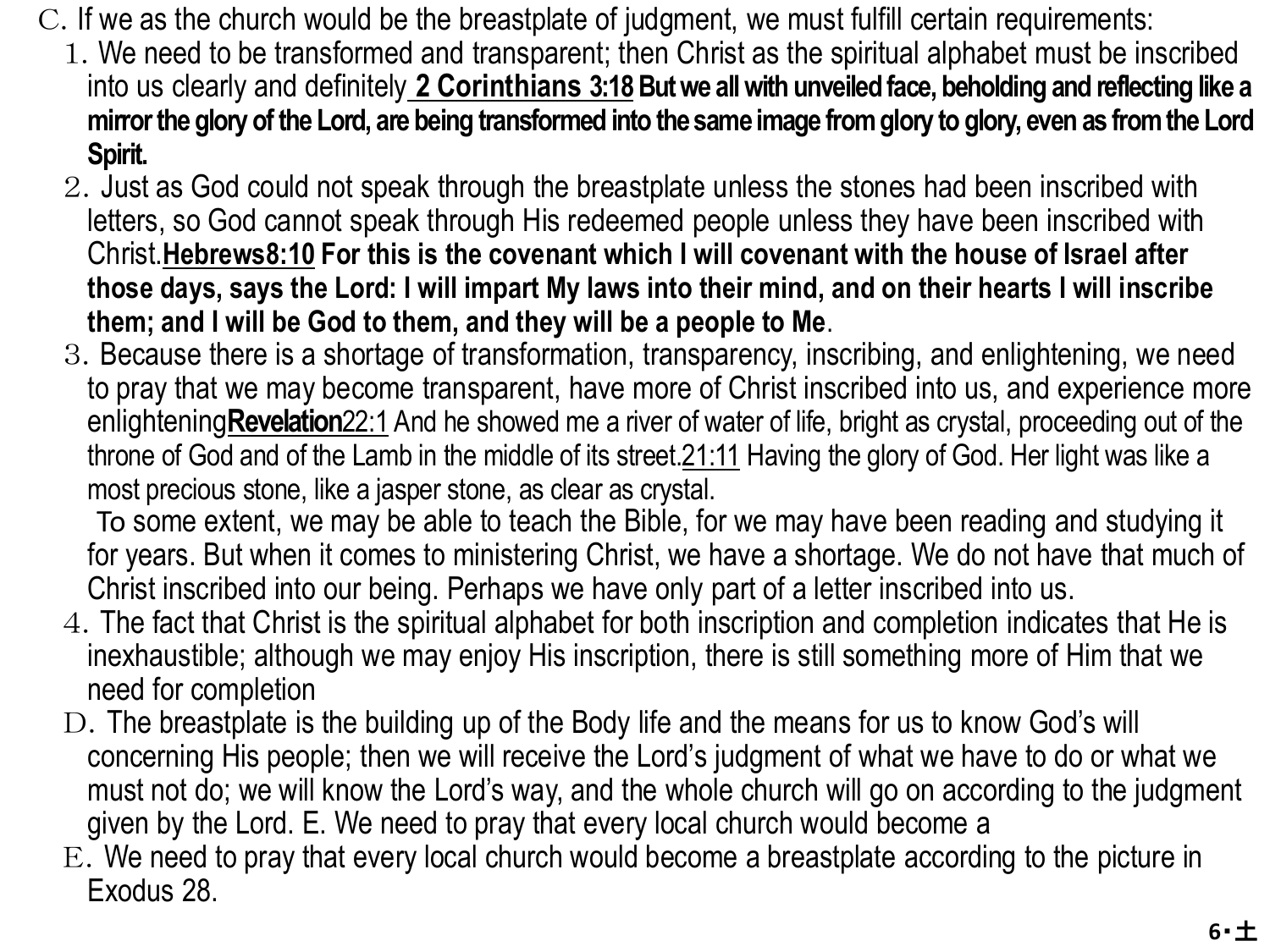C. If we as the church would be the breastplate of judgment, we must fulfill certain requirements:

1. We need to be transformed and transparent; then Christ as the spiritual alphabet must be inscribed into us clearly and definitely **2 Corinthians 3:18 But we all with unveiled face, beholding and reflecting like a mirror the glory of the Lord, are being transformed into the same image from glory to glory, even as from the Lord Spirit.**
2. Just as God could not speak through the breastplate unless the stones had been inscribed with letters, so God cannot speak through His redeemed people unless they have been inscribed with Christ.**Hebrews8:10 For this is the covenant which I will covenant with the house of Israel after those days, says the Lord: I will impart My laws into their mind, and on their hearts I will inscribe them; and I will be God to them, and they will be a people to Me**.
3. Because there is a shortage of transformation, transparency, inscribing, and enlightening, we need to pray that we may become transparent, have more of Christ inscribed into us, and experience more enlightening**Revelation**22:1 And he showed me a river of water of life, bright as crystal, proceeding out of the throne of God and of the Lamb in the middle of its street.21:11 Having the glory of God. Her light was like a most precious stone, like a jasper stone, as clear as crystal.

   To some extent, we may be able to teach the Bible, for we may have been reading and studying it for years. But when it comes to ministering Christ, we have a shortage. We do not have that much of Christ inscribed into our being. Perhaps we have only part of a letter inscribed into us.
4. The fact that Christ is the spiritual alphabet for both inscription and completion indicates that He is inexhaustible; although we may enjoy His inscription, there is still something more of Him that we need for completion

D. The breastplate is the building up of the Body life and the means for us to know God's will concerning His people; then we will receive the Lord's judgment of what we have to do or what we must not do; we will know the Lord's way, and the whole church will go on according to the judgment given by the Lord. E. We need to pray that every local church would become a

E. We need to pray that every local church would become a breastplate according to the picture in Exodus 28.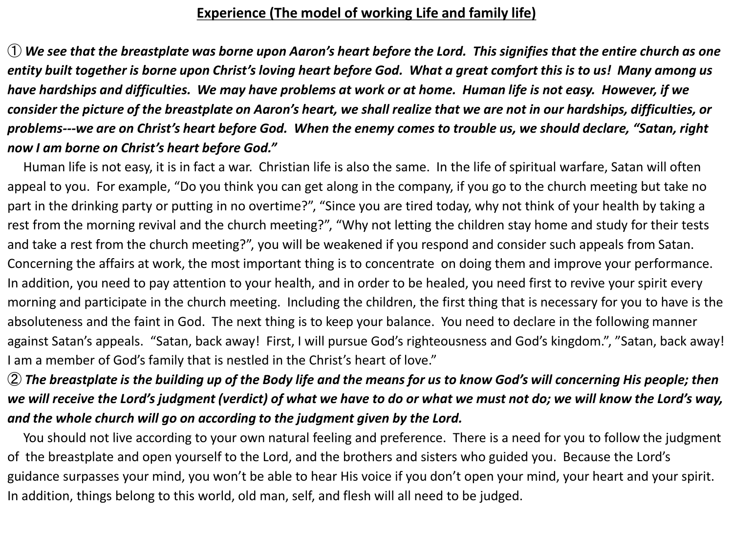**<u>Experience (The model of working Life and family life)</u>**

① ***We see that the breastplate was borne upon Aaron's heart before the Lord. This signifies that the entire church as one entity built together is borne upon Christ's loving heart before God. What a great comfort this is to us! Many among us have hardships and difficulties. We may have problems at work or at home. Human life is not easy. However, if we consider the picture of the breastplate on Aaron's heart, we shall realize that we are not in our hardships, difficulties, or problems---we are on Christ's heart before God. When the enemy comes to trouble us, we should declare, "Satan, right now I am borne on Christ's heart before God."***

Human life is not easy, it is in fact a war. Christian life is also the same. In the life of spiritual warfare, Satan will often appeal to you. For example, "Do you think you can get along in the company, if you go to the church meeting but take no part in the drinking party or putting in no overtime?", "Since you are tired today, why not think of your health by taking a rest from the morning revival and the church meeting?", "Why not letting the children stay home and study for their tests and take a rest from the church meeting?", you will be weakened if you respond and consider such appeals from Satan. Concerning the affairs at work, the most important thing is to concentrate on doing them and improve your performance. In addition, you need to pay attention to your health, and in order to be healed, you need first to revive your spirit every morning and participate in the church meeting. Including the children, the first thing that is necessary for you to have is the absoluteness and the faint in God. The next thing is to keep your balance. You need to declare in the following manner against Satan's appeals. "Satan, back away! First, I will pursue God's righteousness and God's kingdom.", "Satan, back away! I am a member of God's family that is nestled in the Christ's heart of love."

② ***The breastplate is the building up of the Body life and the means for us to know God's will concerning His people; then we will receive the Lord's judgment (verdict) of what we have to do or what we must not do; we will know the Lord's way, and the whole church will go on according to the judgment given by the Lord.***

You should not live according to your own natural feeling and preference. There is a need for you to follow the judgment of the breastplate and open yourself to the Lord, and the brothers and sisters who guided you. Because the Lord's guidance surpasses your mind, you won't be able to hear His voice if you don't open your mind, your heart and your spirit. In addition, things belong to this world, old man, self, and flesh will all need to be judged.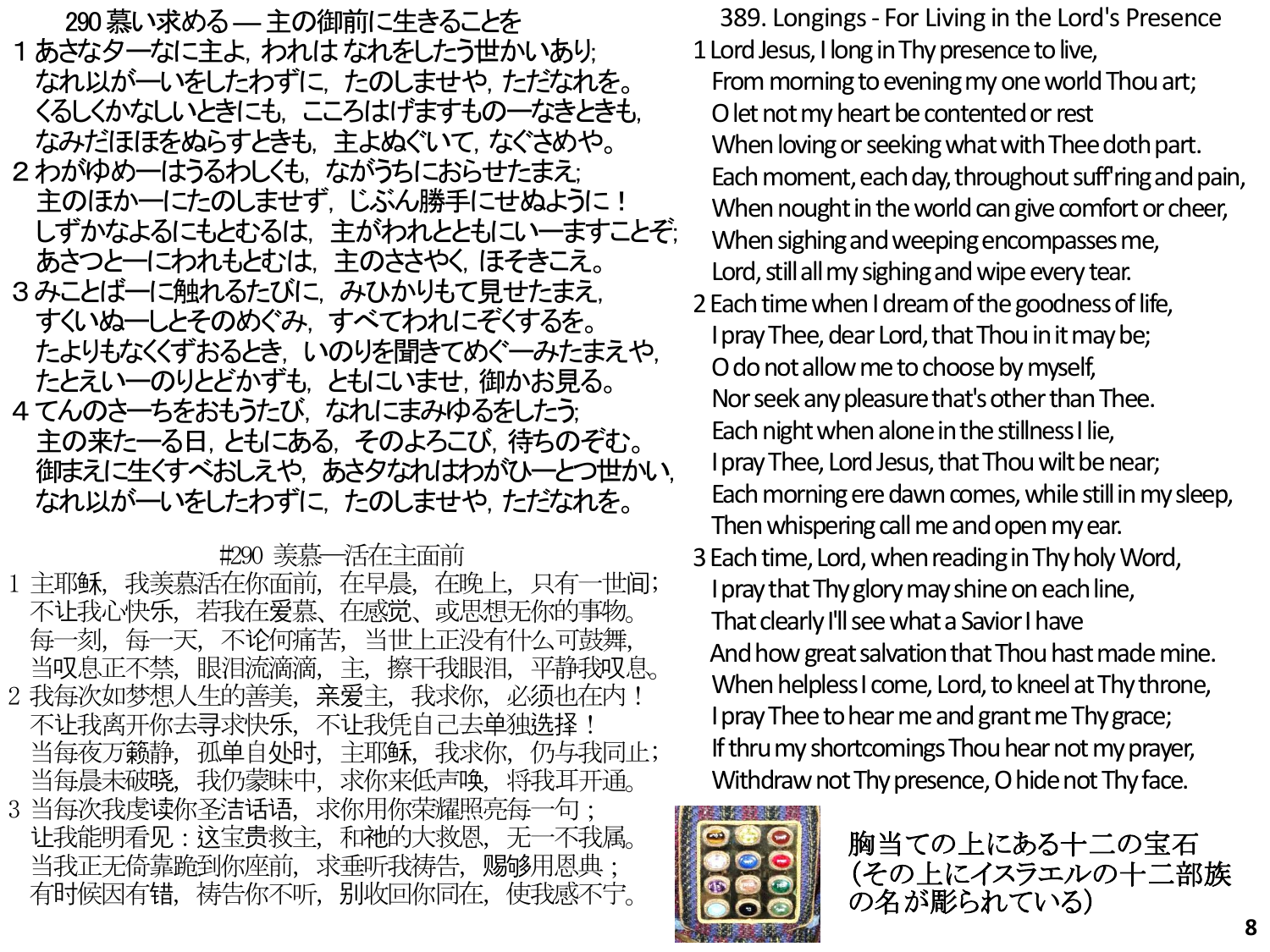## 290 慕い求める — 主の御前に生きることを

1 あさなタ一なに主よ，われは なれをしたう世かいあり;
なれ以が一いをしたわずに，たのしませや，ただなれを。
くるしくかなしいときにも，こころはげますもの一なきときも，
なみだほほをぬらすときも，主よぬぐいて，なぐさめや。

2 わがゆめ一はうるわしくも，ながうちにおらせたまえ;
主のほか一にたのしませず，じぶん勝手にせぬように！
しずかなよるにもとむるは，主がわれとともにい一ますことぞ;
あさつと一にわれもとむは，主のささやく，ほそきこえ。

3 みことば一に触れるたびに，みひかりもて見せたまえ，
すくいぬ一しとそのめぐみ，すべてわれにぞくするを。
たよりもなくくずおるとき，いのりを聞きてめぐ一みたまえや，
たとえい一のりとどかずも，ともにいませ，御かお見る。

4 てんのさ一ちをおもうたび，なれにまみゆるをしたう;
主の来た一る日，ともにある，そのよろこび，待ちのぞむ。
御まえに生くすべおしえや，あさ夕なれはわがひ一とつ世かい，
なれ以が一いをしたわずに，たのしませや，ただなれを。

## #290 羡慕—活在主面前

1 主耶稣，我羡慕活在你面前，在早晨，在晚上，只有一世间；
不让我心快乐，若我在爱慕、在感觉、或思想无你的事物。
每一刻，每一天，不论何痛苦，当世上正没有什么可鼓舞，
当叹息正不禁，眼泪流滴滴，主，擦干我眼泪，平静我叹息。

2 我每次如梦想人生的善美，亲爱主，我求你，必须也在内！
不让我离开你去寻求快乐，不让我凭自己去单独选择！
当每夜万籁静，孤单自处时，主耶稣，我求你，仍与我同止；
当每晨未破晓，我仍蒙昧中，求你来低声唤，将我耳开通。

3 当每次我虔读你圣洁话语，求你用你荣耀照亮每一句；
让我能明看见：这宝贵救主，和祂的大救恩，无一不我属。
当我正无倚靠跪到你座前，求垂听我祷告，赐够用恩典；
有时候因有错，祷告你不听，别收回你同在，使我感不宁。

## 389. Longings - For Living in the Lord's Presence

1 Lord Jesus, I long in Thy presence to live,
From morning to evening my one world Thou art;
O let not my heart be contented or rest
When loving or seeking what with Thee doth part.
Each moment, each day, throughout suff'ring and pain,
When nought in the world can give comfort or cheer,
When sighing and weeping encompasses me,
Lord, still all my sighing and wipe every tear.

2 Each time when I dream of the goodness of life,
I pray Thee, dear Lord, that Thou in it may be;
O do not allow me to choose by myself,
Nor seek any pleasure that's other than Thee.
Each night when alone in the stillness I lie,
I pray Thee, Lord Jesus, that Thou wilt be near;
Each morning ere dawn comes, while still in my sleep,
Then whispering call me and open my ear.

3 Each time, Lord, when reading in Thy holy Word,
I pray that Thy glory may shine on each line,
That clearly I'll see what a Savior I have
And how great salvation that Thou hast made mine.
When helpless I come, Lord, to kneel at Thy throne,
I pray Thee to hear me and grant me Thy grace;
If thru my shortcomings Thou hear not my prayer,
Withdraw not Thy presence, O hide not Thy face.

胸当ての上にある十二の宝石
(その上にイスラエルの十二部族の名が彫られている)